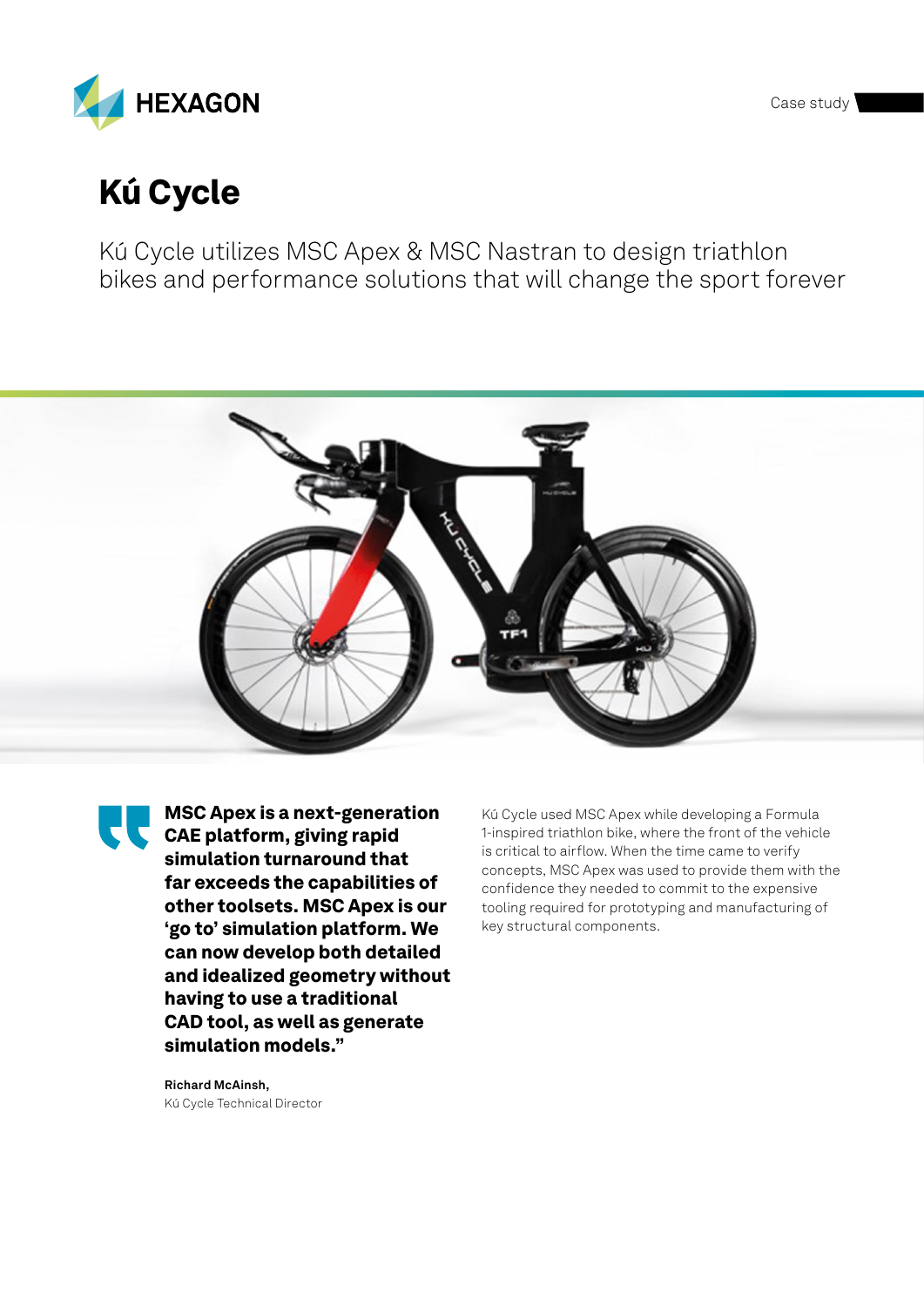# Kú Cycle

Kú Cycle utilizes MSC Apex & MSC Nastran to design triathlon bikes and performance solutions that will change the sport forever

> **MSC Apex is a next-generation CAE platform, giving rapid simulation turnaround that far exceeds the capabilities of other toolsets. MSC Apex is our 'go to' simulation platform. We can now develop both detailed and idealized geometry without having to use a traditional CAD tool, as well as generate simulation models."**
>
> **Richard McAinsh,**
> Kú Cycle Technical Director

Kú Cycle used MSC Apex while developing a Formula 1-inspired triathlon bike, where the front of the vehicle is critical to airflow. When the time came to verify concepts, MSC Apex was used to provide them with the confidence they needed to commit to the expensive tooling required for prototyping and manufacturing of key structural components.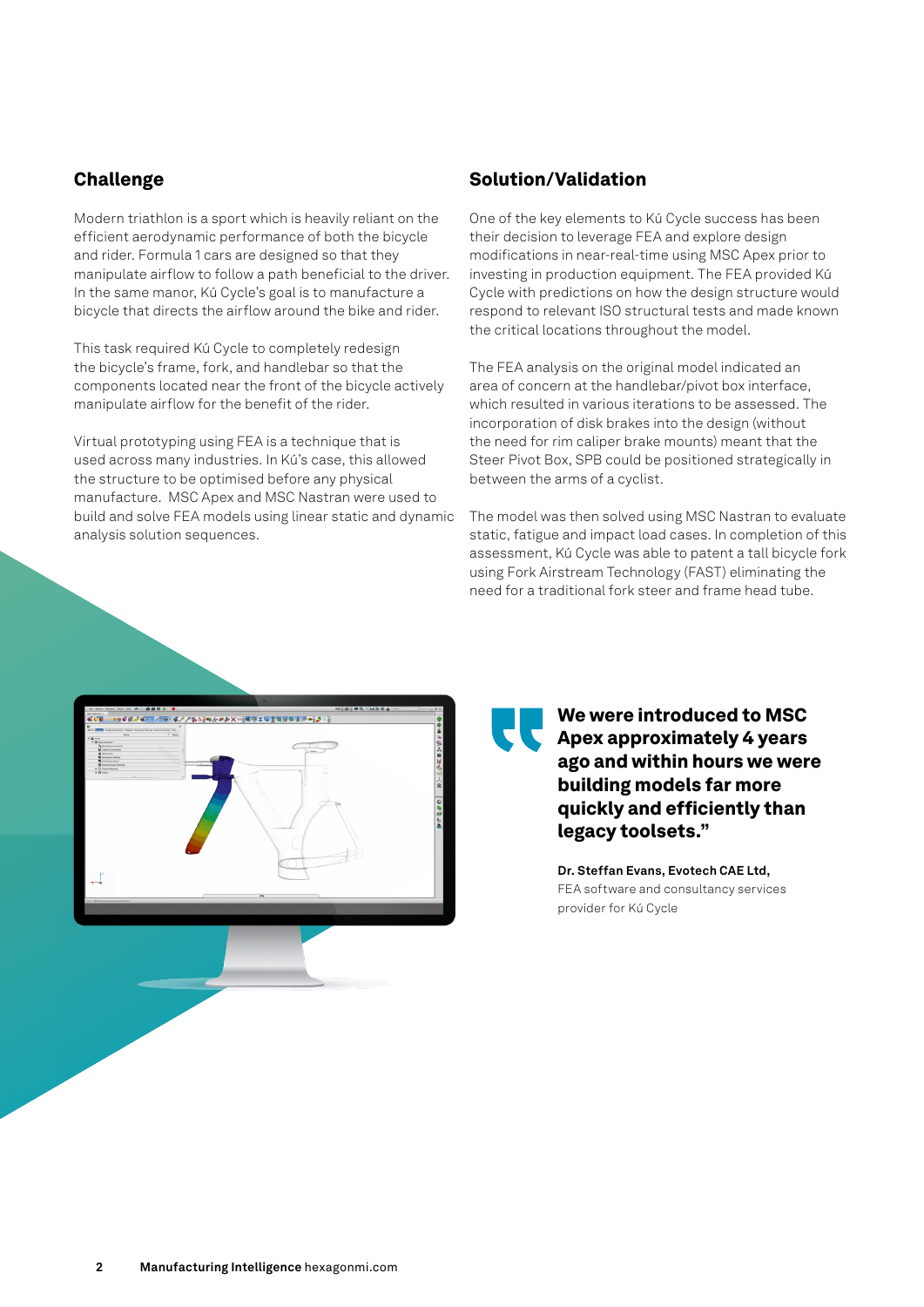## Challenge

Modern triathlon is a sport which is heavily reliant on the efficient aerodynamic performance of both the bicycle and rider. Formula 1 cars are designed so that they manipulate airflow to follow a path beneficial to the driver. In the same manor, Kú Cycle's goal is to manufacture a bicycle that directs the airflow around the bike and rider.

This task required Kú Cycle to completely redesign the bicycle's frame, fork, and handlebar so that the components located near the front of the bicycle actively manipulate airflow for the benefit of the rider.

Virtual prototyping using FEA is a technique that is used across many industries. In Kú's case, this allowed the structure to be optimised before any physical manufacture. MSC Apex and MSC Nastran were used to build and solve FEA models using linear static and dynamic analysis solution sequences.

## Solution/Validation

One of the key elements to Kú Cycle success has been their decision to leverage FEA and explore design modifications in near-real-time using MSC Apex prior to investing in production equipment. The FEA provided Kú Cycle with predictions on how the design structure would respond to relevant ISO structural tests and made known the critical locations throughout the model.

The FEA analysis on the original model indicated an area of concern at the handlebar/pivot box interface, which resulted in various iterations to be assessed. The incorporation of disk brakes into the design (without the need for rim caliper brake mounts) meant that the Steer Pivot Box, SPB could be positioned strategically in between the arms of a cyclist.

The model was then solved using MSC Nastran to evaluate static, fatigue and impact load cases. In completion of this assessment, Kú Cycle was able to patent a tall bicycle fork using Fork Airstream Technology (FAST) eliminating the need for a traditional fork steer and frame head tube.

> **We were introduced to MSC Apex approximately 4 years ago and within hours we were building models far more quickly and efficiently than legacy toolsets."**
>
> **Dr. Steffan Evans, Evotech CAE Ltd,**
> FEA software and consultancy services provider for Kú Cycle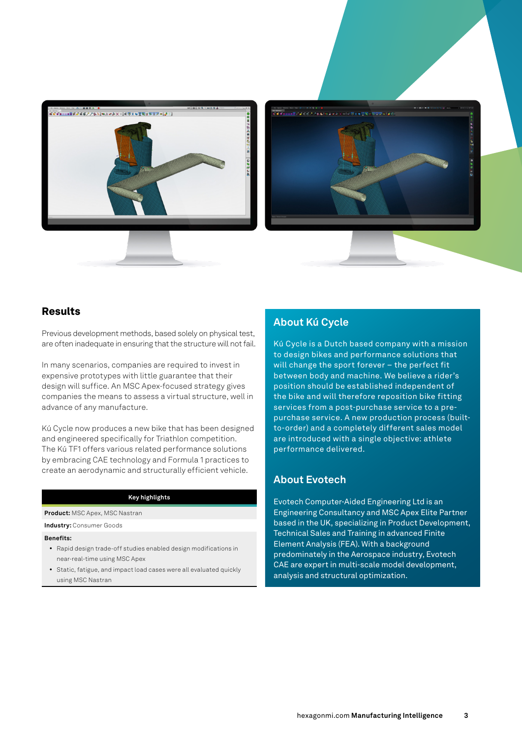## Results

Previous development methods, based solely on physical test, are often inadequate in ensuring that the structure will not fail.

In many scenarios, companies are required to invest in expensive prototypes with little guarantee that their design will suffice. An MSC Apex-focused strategy gives companies the means to assess a virtual structure, well in advance of any manufacture.

Kú Cycle now produces a new bike that has been designed and engineered specifically for Triathlon competition. The Kú TF1 offers various related performance solutions by embracing CAE technology and Formula 1 practices to create an aerodynamic and structurally efficient vehicle.

| Key highlights |
|---|
| **Product:** MSC Apex, MSC Nastran |
| **Industry:** Consumer Goods |
| **Benefits:**<br>• Rapid design trade-off studies enabled design modifications in near-real-time using MSC Apex<br>• Static, fatigue, and impact load cases were all evaluated quickly using MSC Nastran |

## About Kú Cycle

Kú Cycle is a Dutch based company with a mission to design bikes and performance solutions that will change the sport forever – the perfect fit between body and machine. We believe a rider's position should be established independent of the bike and will therefore reposition bike fitting services from a post-purchase service to a pre-purchase service. A new production process (built-to-order) and a completely different sales model are introduced with a single objective: athlete performance delivered.

## About Evotech

Evotech Computer-Aided Engineering Ltd is an Engineering Consultancy and MSC Apex Elite Partner based in the UK, specializing in Product Development, Technical Sales and Training in advanced Finite Element Analysis (FEA). With a background predominately in the Aerospace industry, Evotech CAE are expert in multi-scale model development, analysis and structural optimization.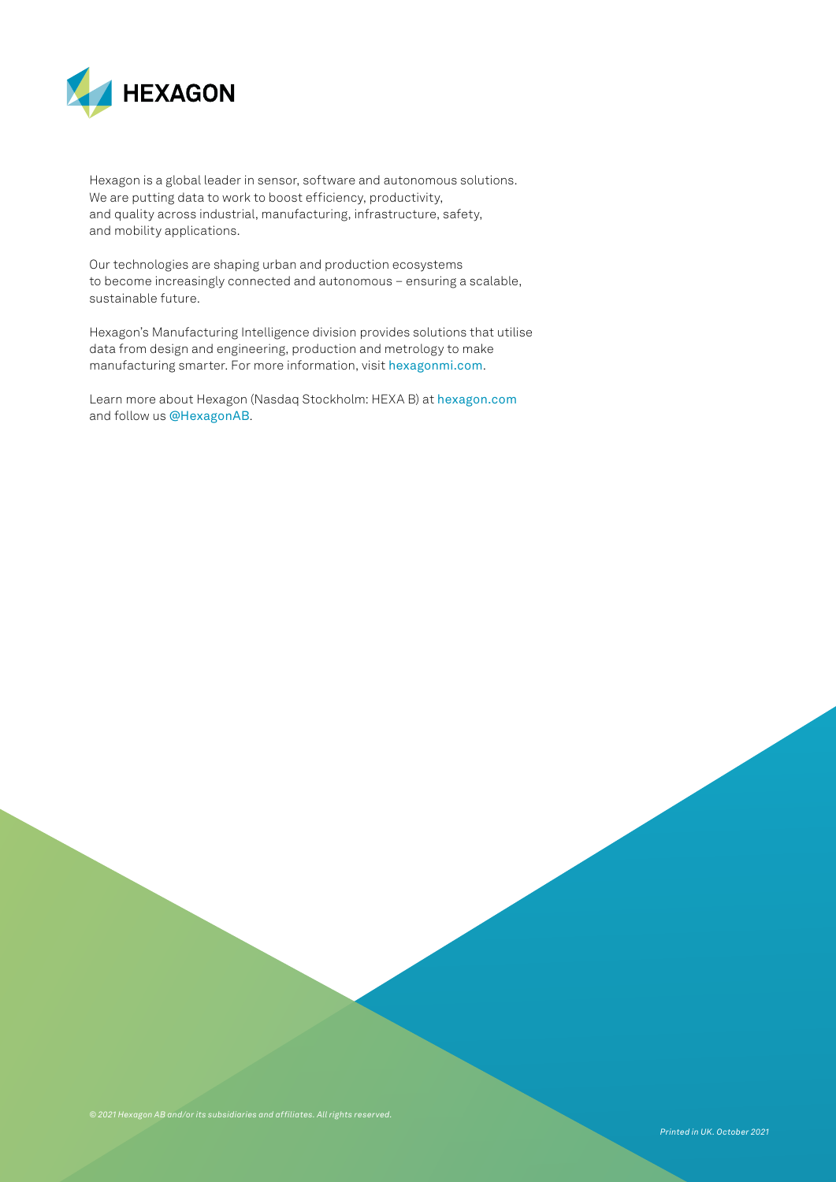HEXAGON

Hexagon is a global leader in sensor, software and autonomous solutions. We are putting data to work to boost efficiency, productivity, and quality across industrial, manufacturing, infrastructure, safety, and mobility applications.

Our technologies are shaping urban and production ecosystems to become increasingly connected and autonomous – ensuring a scalable, sustainable future.

Hexagon's Manufacturing Intelligence division provides solutions that utilise data from design and engineering, production and metrology to make manufacturing smarter. For more information, visit hexagonmi.com.

Learn more about Hexagon (Nasdaq Stockholm: HEXA B) at hexagon.com and follow us @HexagonAB.

*© 2021 Hexagon AB and/or its subsidiaries and affiliates. All rights reserved.*

*Printed in UK. October 2021*